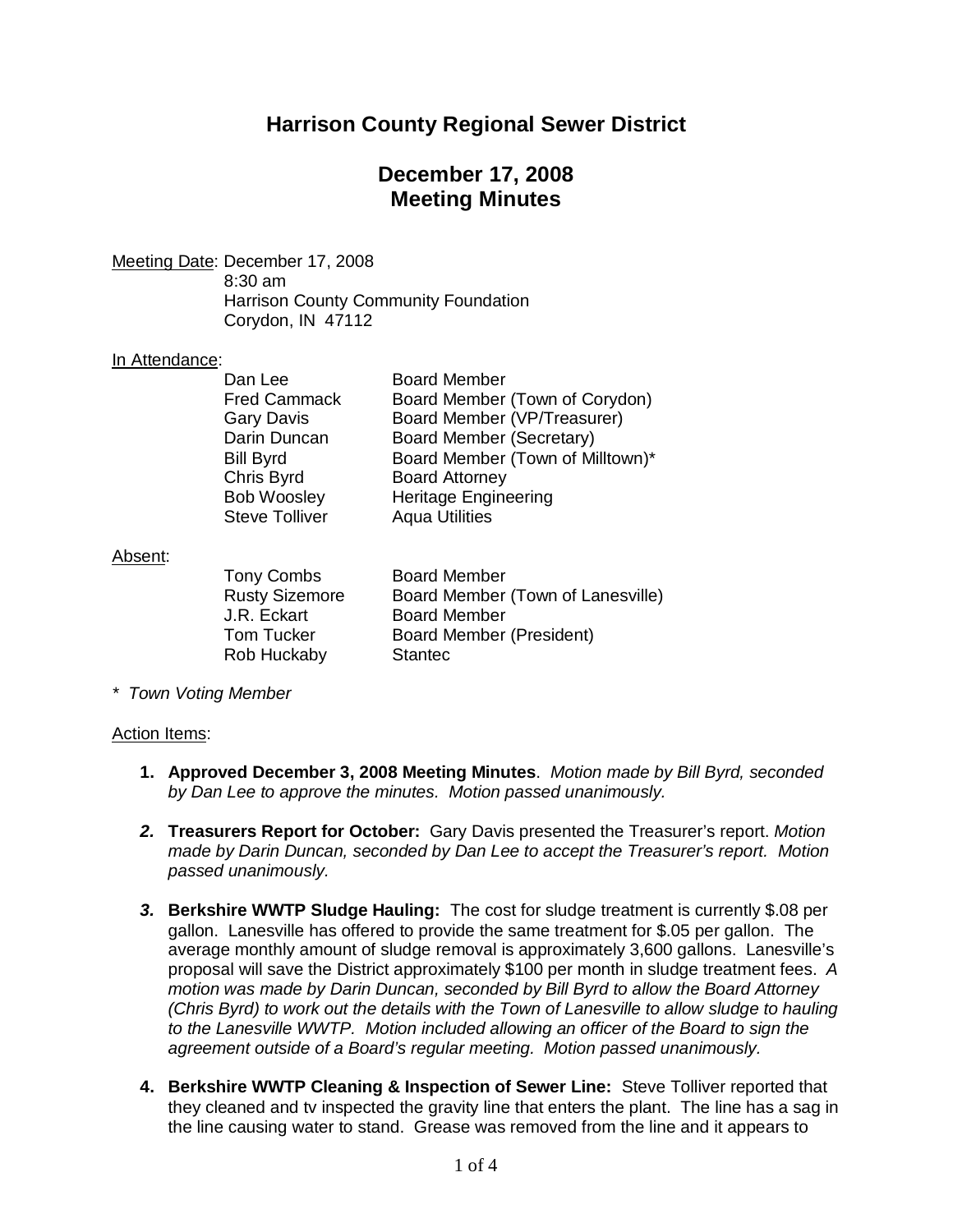# Harrison County Regional Sewer District

## December 17, 2008
## Meeting Minutes

Meeting Date: December 17, 2008
8:30 am
Harrison County Community Foundation
Corydon, IN 47112

In Attendance:

| | |
|---|---|
| Dan Lee | Board Member |
| Fred Cammack | Board Member (Town of Corydon) |
| Gary Davis | Board Member (VP/Treasurer) |
| Darin Duncan | Board Member (Secretary) |
| Bill Byrd | Board Member (Town of Milltown)* |
| Chris Byrd | Board Attorney |
| Bob Woosley | Heritage Engineering |
| Steve Tolliver | Aqua Utilities |

Absent:

| | |
|---|---|
| Tony Combs | Board Member |
| Rusty Sizemore | Board Member (Town of Lanesville) |
| J.R. Eckart | Board Member |
| Tom Tucker | Board Member (President) |
| Rob Huckaby | Stantec |

*\* Town Voting Member*

Action Items:

1. **Approved December 3, 2008 Meeting Minutes**. *Motion made by Bill Byrd, seconded by Dan Lee to approve the minutes. Motion passed unanimously.*

2. **Treasurers Report for October:** Gary Davis presented the Treasurer's report. *Motion made by Darin Duncan, seconded by Dan Lee to accept the Treasurer's report. Motion passed unanimously.*

3. **Berkshire WWTP Sludge Hauling:** The cost for sludge treatment is currently $.08 per gallon. Lanesville has offered to provide the same treatment for $.05 per gallon. The average monthly amount of sludge removal is approximately 3,600 gallons. Lanesville's proposal will save the District approximately $100 per month in sludge treatment fees. *A motion was made by Darin Duncan, seconded by Bill Byrd to allow the Board Attorney (Chris Byrd) to work out the details with the Town of Lanesville to allow sludge to hauling to the Lanesville WWTP. Motion included allowing an officer of the Board to sign the agreement outside of a Board's regular meeting. Motion passed unanimously.*

4. **Berkshire WWTP Cleaning & Inspection of Sewer Line:** Steve Tolliver reported that they cleaned and tv inspected the gravity line that enters the plant. The line has a sag in the line causing water to stand. Grease was removed from the line and it appears to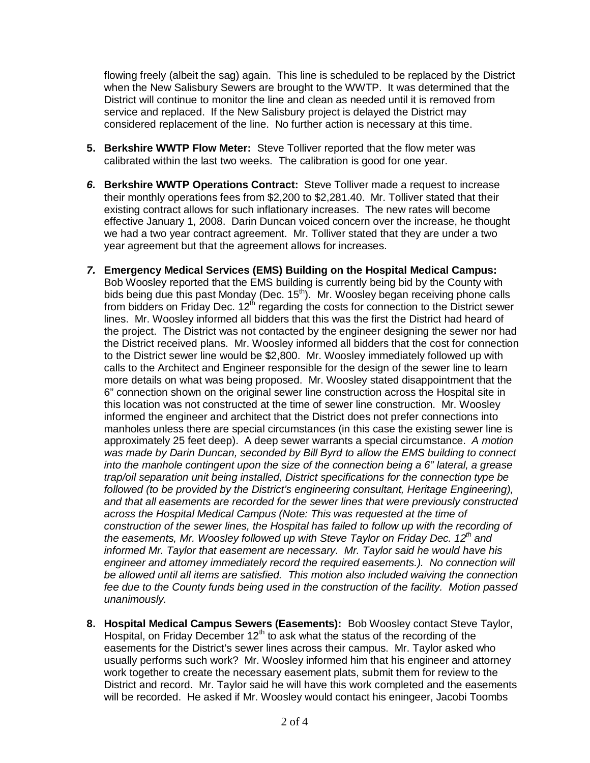flowing freely (albeit the sag) again. This line is scheduled to be replaced by the District when the New Salisbury Sewers are brought to the WWTP. It was determined that the District will continue to monitor the line and clean as needed until it is removed from service and replaced. If the New Salisbury project is delayed the District may considered replacement of the line. No further action is necessary at this time.

5. **Berkshire WWTP Flow Meter:** Steve Tolliver reported that the flow meter was calibrated within the last two weeks. The calibration is good for one year.

6. **Berkshire WWTP Operations Contract:** Steve Tolliver made a request to increase their monthly operations fees from $2,200 to $2,281.40. Mr. Tolliver stated that their existing contract allows for such inflationary increases. The new rates will become effective January 1, 2008. Darin Duncan voiced concern over the increase, he thought we had a two year contract agreement. Mr. Tolliver stated that they are under a two year agreement but that the agreement allows for increases.

7. **Emergency Medical Services (EMS) Building on the Hospital Medical Campus:** Bob Woosley reported that the EMS building is currently being bid by the County with bids being due this past Monday (Dec. 15th). Mr. Woosley began receiving phone calls from bidders on Friday Dec. 12th regarding the costs for connection to the District sewer lines. Mr. Woosley informed all bidders that this was the first the District had heard of the project. The District was not contacted by the engineer designing the sewer nor had the District received plans. Mr. Woosley informed all bidders that the cost for connection to the District sewer line would be $2,800. Mr. Woosley immediately followed up with calls to the Architect and Engineer responsible for the design of the sewer line to learn more details on what was being proposed. Mr. Woosley stated disappointment that the 6" connection shown on the original sewer line construction across the Hospital site in this location was not constructed at the time of sewer line construction. Mr. Woosley informed the engineer and architect that the District does not prefer connections into manholes unless there are special circumstances (in this case the existing sewer line is approximately 25 feet deep). A deep sewer warrants a special circumstance. *A motion was made by Darin Duncan, seconded by Bill Byrd to allow the EMS building to connect into the manhole contingent upon the size of the connection being a 6" lateral, a grease trap/oil separation unit being installed, District specifications for the connection type be followed (to be provided by the District's engineering consultant, Heritage Engineering), and that all easements are recorded for the sewer lines that were previously constructed across the Hospital Medical Campus (Note: This was requested at the time of construction of the sewer lines, the Hospital has failed to follow up with the recording of the easements, Mr. Woosley followed up with Steve Taylor on Friday Dec. 12th and informed Mr. Taylor that easement are necessary. Mr. Taylor said he would have his engineer and attorney immediately record the required easements.). No connection will be allowed until all items are satisfied. This motion also included waiving the connection fee due to the County funds being used in the construction of the facility. Motion passed unanimously.*

8. **Hospital Medical Campus Sewers (Easements):** Bob Woosley contact Steve Taylor, Hospital, on Friday December 12th to ask what the status of the recording of the easements for the District's sewer lines across their campus. Mr. Taylor asked who usually performs such work? Mr. Woosley informed him that his engineer and attorney work together to create the necessary easement plats, submit them for review to the District and record. Mr. Taylor said he will have this work completed and the easements will be recorded. He asked if Mr. Woosley would contact his eningeer, Jacobi Toombs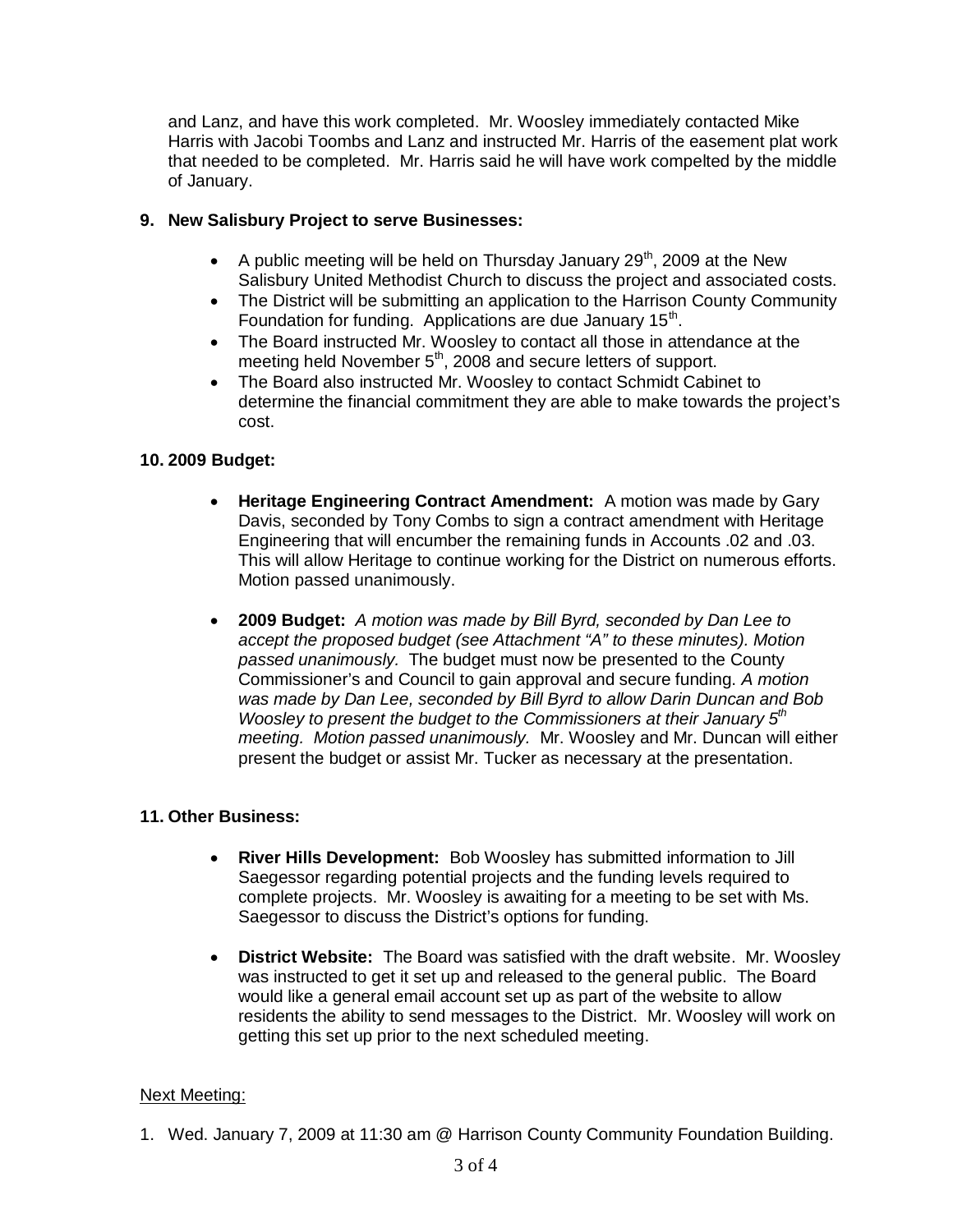and Lanz, and have this work completed. Mr. Woosley immediately contacted Mike Harris with Jacobi Toombs and Lanz and instructed Mr. Harris of the easement plat work that needed to be completed. Mr. Harris said he will have work compelted by the middle of January.

**9. New Salisbury Project to serve Businesses:**

- A public meeting will be held on Thursday January 29th, 2009 at the New Salisbury United Methodist Church to discuss the project and associated costs.
- The District will be submitting an application to the Harrison County Community Foundation for funding. Applications are due January 15th.
- The Board instructed Mr. Woosley to contact all those in attendance at the meeting held November 5th, 2008 and secure letters of support.
- The Board also instructed Mr. Woosley to contact Schmidt Cabinet to determine the financial commitment they are able to make towards the project's cost.

**10. 2009 Budget:**

- **Heritage Engineering Contract Amendment:** A motion was made by Gary Davis, seconded by Tony Combs to sign a contract amendment with Heritage Engineering that will encumber the remaining funds in Accounts .02 and .03. This will allow Heritage to continue working for the District on numerous efforts. Motion passed unanimously.

- **2009 Budget:** *A motion was made by Bill Byrd, seconded by Dan Lee to accept the proposed budget (see Attachment "A" to these minutes). Motion passed unanimously.* The budget must now be presented to the County Commissioner's and Council to gain approval and secure funding. *A motion was made by Dan Lee, seconded by Bill Byrd to allow Darin Duncan and Bob Woosley to present the budget to the Commissioners at their January 5th meeting. Motion passed unanimously.* Mr. Woosley and Mr. Duncan will either present the budget or assist Mr. Tucker as necessary at the presentation.

**11. Other Business:**

- **River Hills Development:** Bob Woosley has submitted information to Jill Saegessor regarding potential projects and the funding levels required to complete projects. Mr. Woosley is awaiting for a meeting to be set with Ms. Saegessor to discuss the District's options for funding.

- **District Website:** The Board was satisfied with the draft website. Mr. Woosley was instructed to get it set up and released to the general public. The Board would like a general email account set up as part of the website to allow residents the ability to send messages to the District. Mr. Woosley will work on getting this set up prior to the next scheduled meeting.

<u>Next Meeting:</u>

1. Wed. January 7, 2009 at 11:30 am @ Harrison County Community Foundation Building.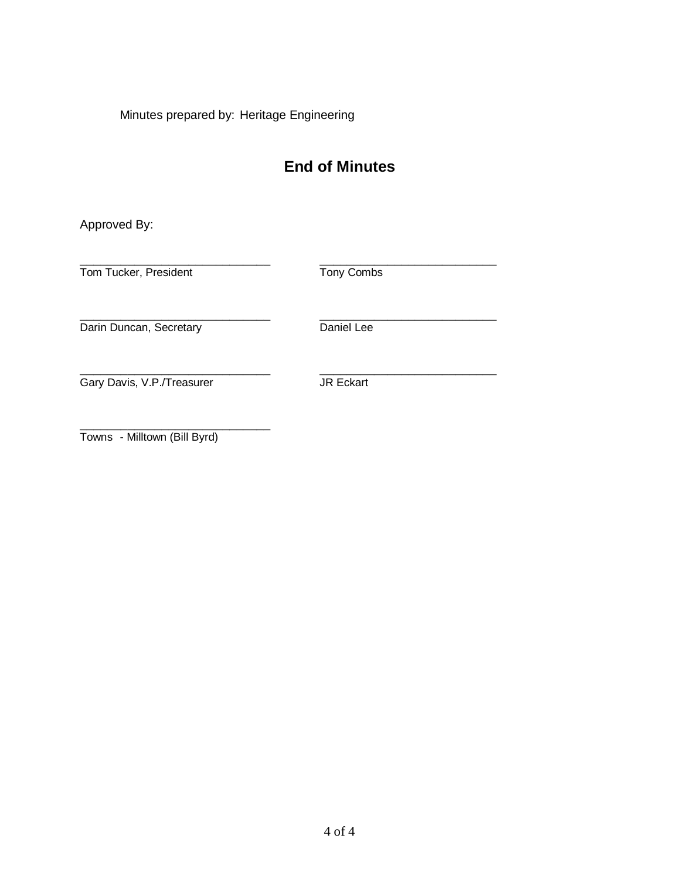Minutes prepared by: Heritage Engineering

## End of Minutes

Approved By:

| | |
|---|---|
| ______________________________ | ______________________________ |
| Tom Tucker, President | Tony Combs |
| ______________________________ | ______________________________ |
| Darin Duncan, Secretary | Daniel Lee |
| ______________________________ | ______________________________ |
| Gary Davis, V.P./Treasurer | JR Eckart |
| ______________________________ | |
| Towns - Milltown (Bill Byrd) | |